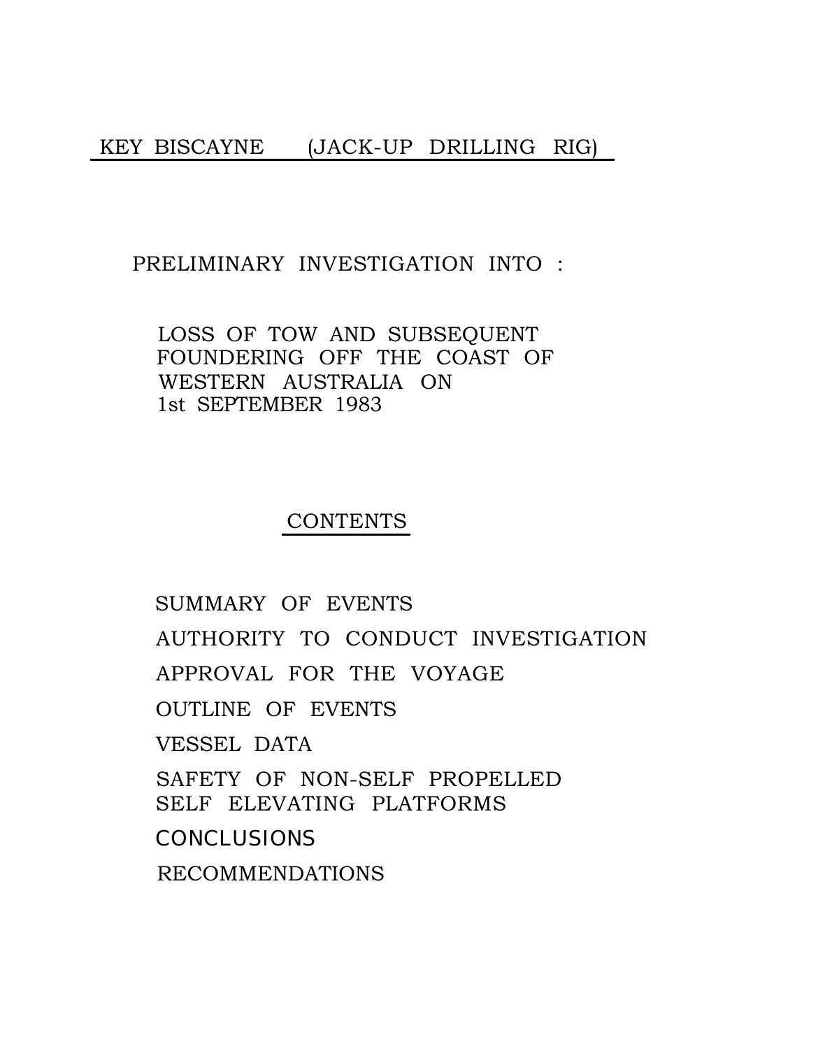# KEY BISCAYNE (JACK-UP DRILLING RIG)

PRELIMINARY INVESTIGATION INTO :

LOSS OF TOW AND SUBSEQUENT FOUNDERING OFF THE COAST OF WESTERN AUSTRALIA ON 1st SEPTEMBER 1983

## CONTENTS

SUMMARY OF EVENTS

AUTHORITY TO CONDUCT INVESTIGATION

APPROVAL FOR THE VOYAGE

OUTLINE OF EVENTS

VESSEL DATA

SAFETY OF NON-SELF PROPELLED SELF ELEVATING PLATFORMS

CONCLUSIONS

RECOMMENDATIONS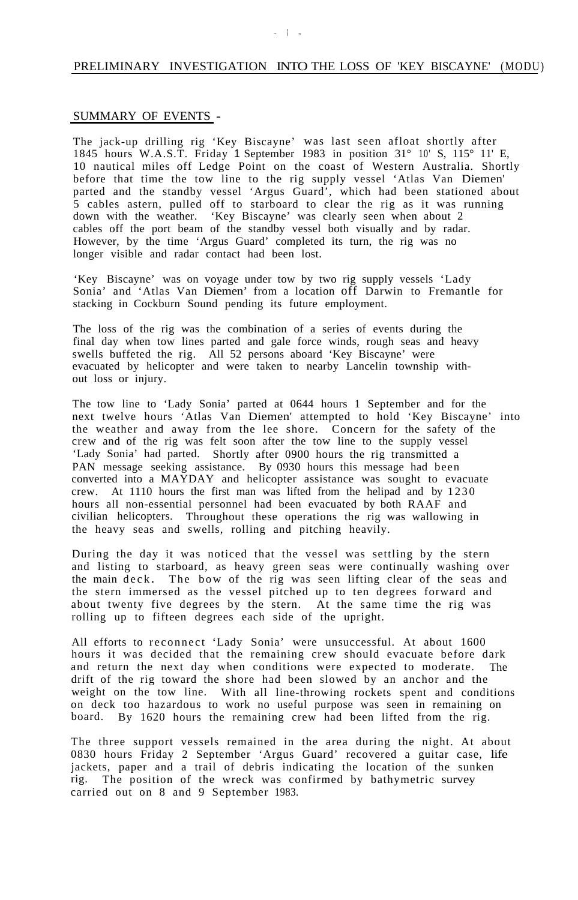PRELIMINARY INVESTIGATION INTO THE LOSS OF 'KEY BISCAYNE' (MODU)

## SUMMARY OF EVENTS -

The jack-up drilling rig 'Key Biscayne' was last seen afloat shortly after 1845 hours W.A.S.T. Friday 1 September 1983 in position 31° 10' S, 115° 11' E, 10 nautical miles off Ledge Point on the coast of Western Australia. Shortly before that time the tow line to the rig supply vessel 'Atlas Van Diemen' parted and the standby vessel 'Argus Guard', which had been stationed about 5 cables astern, pulled off to starboard to clear the rig as it was running down with the weather. 'Key Biscayne' was clearly seen when about 2 cables off the port beam of the standby vessel both visually and by radar. However, by the time 'Argus Guard' completed its turn, the rig was no longer visible and radar contact had been lost.

'Key Biscayne' was on voyage under tow by two rig supply vessels 'Lady Sonia' and 'Atlas Van Diemen' from a location off Darwin to Fremantle for stacking in Cockburn Sound pending its future employment.

The loss of the rig was the combination of a series of events during the final day when tow lines parted and gale force winds, rough seas and heavy swells buffeted the rig. All 52 persons aboard 'Key Biscayne' were evacuated by helicopter and were taken to nearby Lancelin township without loss or injury.

The tow line to 'Lady Sonia' parted at 0644 hours 1 September and for the next twelve hours 'Atlas Van Diemen' attempted to hold 'Key Biscayne' into the weather and away from the lee shore. Concern for the safety of the crew and of the rig was felt soon after the tow line to the supply vessel 'Lady Sonia' had parted. Shortly after 0900 hours the rig transmitted a PAN message seeking assistance. By 0930 hours this message had been converted into a MAYDAY and helicopter assistance was sought to evacuate crew. At 1110 hours the first man was lifted from the helipad and by 1230 hours all non-essential personnel had been evacuated by both RAAF and civilian helicopters. Throughout these operations the rig was wallowing in the heavy seas and swells, rolling and pitching heavily.

During the day it was noticed that the vessel was settling by the stern and listing to starboard, as heavy green seas were continually washing over the main deck. The bow of the rig was seen lifting clear of the seas and the stern immersed as the vessel pitched up to ten degrees forward and about twenty five degrees by the stern. At the same time the rig was rolling up to fifteen degrees each side of the upright.

All efforts to reconnect 'Lady Sonia' were unsuccessful. At about 1600 hours it was decided that the remaining crew should evacuate before dark and return the next day when conditions were expected to moderate. The drift of the rig toward the shore had been slowed by an anchor and the weight on the tow line. With all line-throwing rockets spent and conditions on deck too hazardous to work no useful purpose was seen in remaining on board. By 1620 hours the remaining crew had been lifted from the rig.

The three support vessels remained in the area during the night. At about 0830 hours Friday 2 September 'Argus Guard' recovered a guitar case, life jackets, paper and a trail of debris indicating the location of the sunken rig. The position of the wreck was confirmed by bathymetric survey carried out on 8 and 9 September 1983.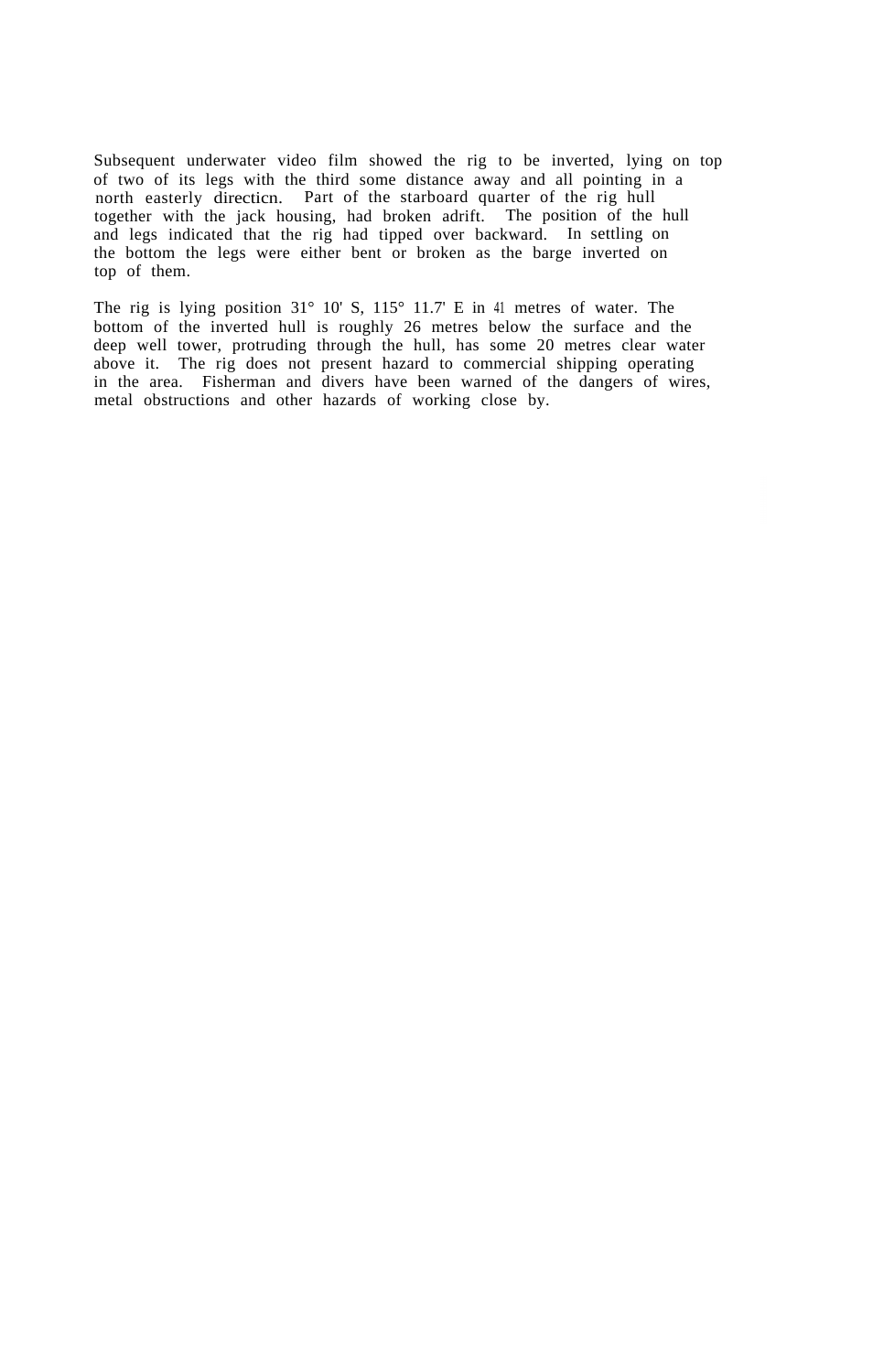Subsequent underwater video film showed the rig to be inverted, lying on top of two of its legs with the third some distance away and all pointing in a north easterly directicn. Part of the starboard quarter of the rig hull together with the jack housing, had broken adrift. The position of the hull and legs indicated that the rig had tipped over backward. In settling on the bottom the legs were either bent or broken as the barge inverted on top of them.

The rig is lying position 31° 10' S, 115° 11.7' E in 41 metres of water. The bottom of the inverted hull is roughly 26 metres below the surface and the deep well tower, protruding through the hull, has some 20 metres clear water above it. The rig does not present hazard to commercial shipping operating in the area. Fisherman and divers have been warned of the dangers of wires, metal obstructions and other hazards of working close by.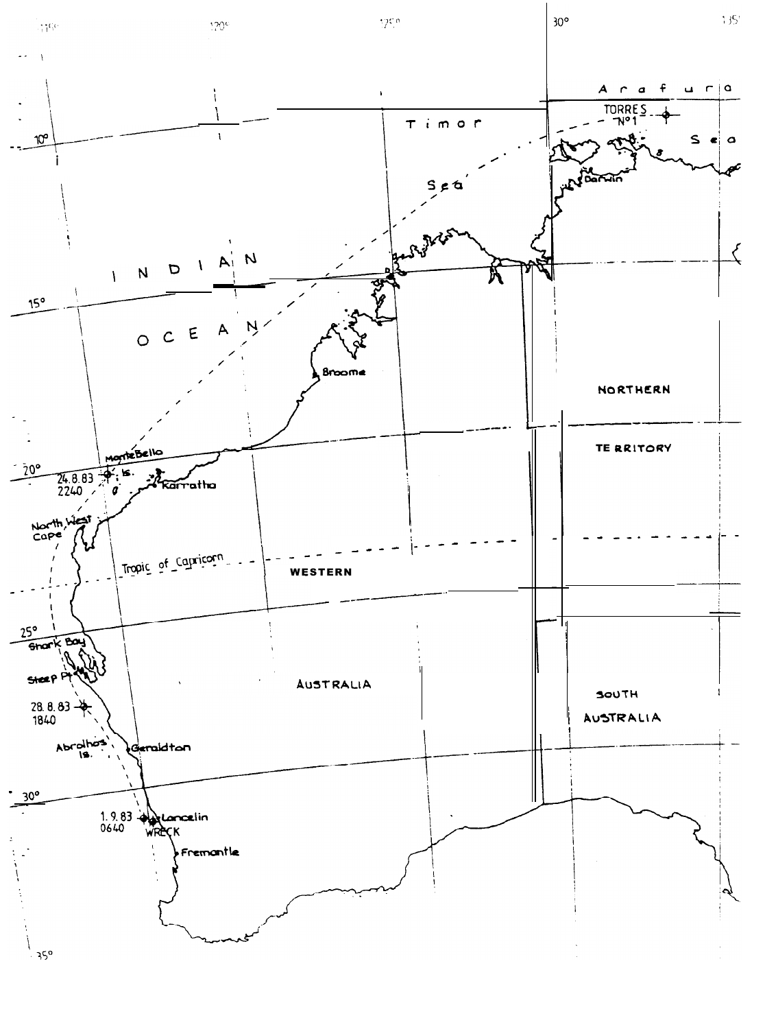Arafura Sea

TORRES N°1

Timor Sea

Darwin

INDIAN OCEAN

Broome

NORTHERN TERRITORY

Monte Bello Is.

24.8.83 2240

Karratha

North West Cape

Tropic of Capricorn

WESTERN AUSTRALIA

Shark Bay

Steep Pt

28.8.83 1840

Abrolhos Is.

Geraldton

SOUTH AUSTRALIA

1.9.83 0640

Lancelin

WRECK

Fremantle

10°

15°

20°

25°

30°

35°

115°

120°

125°

130°

135°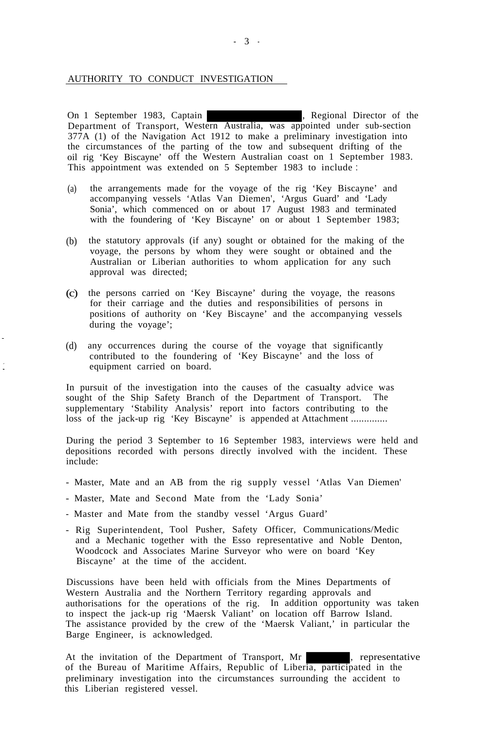## AUTHORITY TO CONDUCT INVESTIGATION

On 1 September 1983, Captain ██████████, Regional Director of the Department of Transport, Western Australia, was appointed under sub-section 377A (1) of the Navigation Act 1912 to make a preliminary investigation into the circumstances of the parting of the tow and subsequent drifting of the oil rig 'Key Biscayne' off the Western Australian coast on 1 September 1983. This appointment was extended on 5 September 1983 to include :

(a) the arrangements made for the voyage of the rig 'Key Biscayne' and accompanying vessels 'Atlas Van Diemen', 'Argus Guard' and 'Lady Sonia', which commenced on or about 17 August 1983 and terminated with the foundering of 'Key Biscayne' on or about 1 September 1983;

(b) the statutory approvals (if any) sought or obtained for the making of the voyage, the persons by whom they were sought or obtained and the Australian or Liberian authorities to whom application for any such approval was directed;

(c) the persons carried on 'Key Biscayne' during the voyage, the reasons for their carriage and the duties and responsibilities of persons in positions of authority on 'Key Biscayne' and the accompanying vessels during the voyage';

(d) any occurrences during the course of the voyage that significantly contributed to the foundering of 'Key Biscayne' and the loss of equipment carried on board.

In pursuit of the investigation into the causes of the casualty advice was sought of the Ship Safety Branch of the Department of Transport. The supplementary 'Stability Analysis' report into factors contributing to the loss of the jack-up rig 'Key Biscayne' is appended at Attachment ..............

During the period 3 September to 16 September 1983, interviews were held and depositions recorded with persons directly involved with the incident. These include:

- Master, Mate and an AB from the rig supply vessel 'Atlas Van Diemen'
- Master, Mate and Second Mate from the 'Lady Sonia'
- Master and Mate from the standby vessel 'Argus Guard'
- Rig Superintendent, Tool Pusher, Safety Officer, Communications/Medic and a Mechanic together with the Esso representative and Noble Denton, Woodcock and Associates Marine Surveyor who were on board 'Key Biscayne' at the time of the accident.

Discussions have been held with officials from the Mines Departments of Western Australia and the Northern Territory regarding approvals and authorisations for the operations of the rig. In addition opportunity was taken to inspect the jack-up rig 'Maersk Valiant' on location off Barrow Island. The assistance provided by the crew of the 'Maersk Valiant,' in particular the Barge Engineer, is acknowledged.

At the invitation of the Department of Transport, Mr ██████, representative of the Bureau of Maritime Affairs, Republic of Liberia, participated in the preliminary investigation into the circumstances surrounding the accident to this Liberian registered vessel.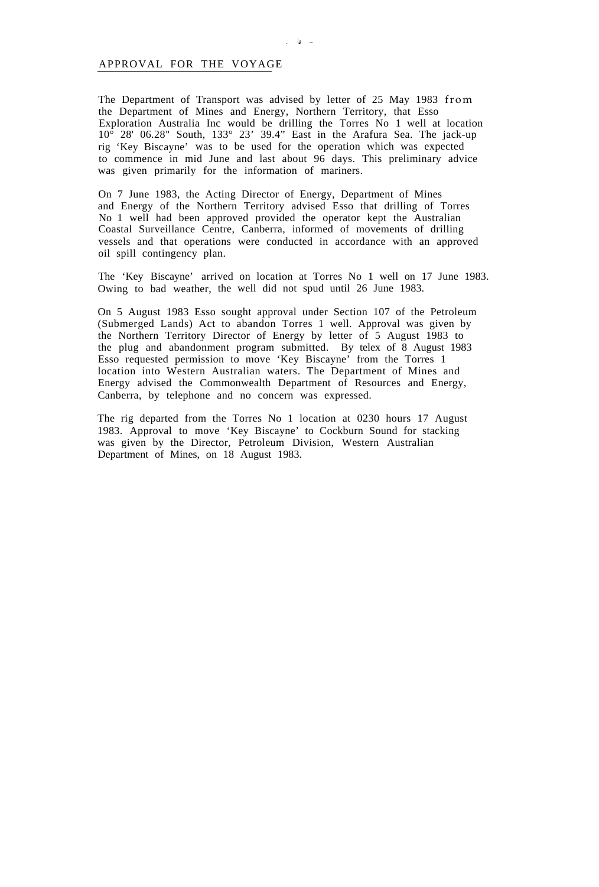## APPROVAL FOR THE VOYAGE

The Department of Transport was advised by letter of 25 May 1983 from the Department of Mines and Energy, Northern Territory, that Esso Exploration Australia Inc would be drilling the Torres No 1 well at location 10° 28' 06.28" South, 133° 23' 39.4" East in the Arafura Sea. The jack-up rig 'Key Biscayne' was to be used for the operation which was expected to commence in mid June and last about 96 days. This preliminary advice was given primarily for the information of mariners.

On 7 June 1983, the Acting Director of Energy, Department of Mines and Energy of the Northern Territory advised Esso that drilling of Torres No 1 well had been approved provided the operator kept the Australian Coastal Surveillance Centre, Canberra, informed of movements of drilling vessels and that operations were conducted in accordance with an approved oil spill contingency plan.

The 'Key Biscayne' arrived on location at Torres No 1 well on 17 June 1983. Owing to bad weather, the well did not spud until 26 June 1983.

On 5 August 1983 Esso sought approval under Section 107 of the Petroleum (Submerged Lands) Act to abandon Torres 1 well. Approval was given by the Northern Territory Director of Energy by letter of 5 August 1983 to the plug and abandonment program submitted. By telex of 8 August 1983 Esso requested permission to move 'Key Biscayne' from the Torres 1 location into Western Australian waters. The Department of Mines and Energy advised the Commonwealth Department of Resources and Energy, Canberra, by telephone and no concern was expressed.

The rig departed from the Torres No 1 location at 0230 hours 17 August 1983. Approval to move 'Key Biscayne' to Cockburn Sound for stacking was given by the Director, Petroleum Division, Western Australian Department of Mines, on 18 August 1983.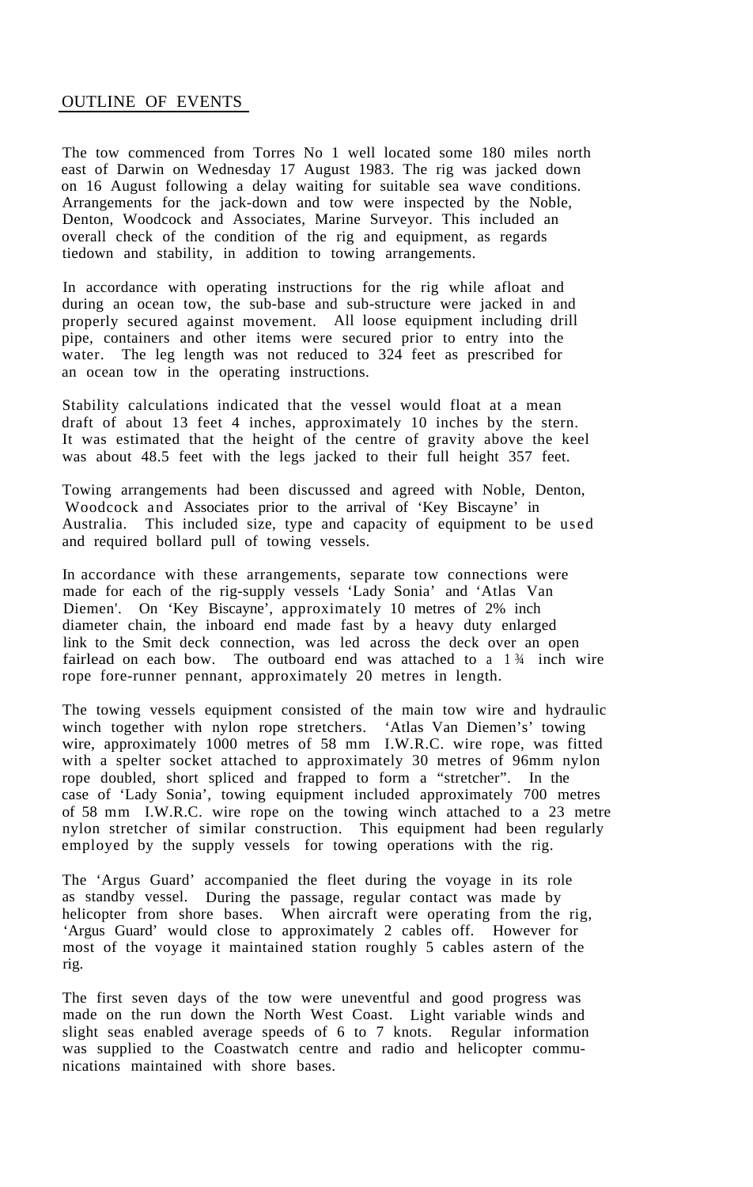## OUTLINE OF EVENTS

The tow commenced from Torres No 1 well located some 180 miles north east of Darwin on Wednesday 17 August 1983. The rig was jacked down on 16 August following a delay waiting for suitable sea wave conditions. Arrangements for the jack-down and tow were inspected by the Noble, Denton, Woodcock and Associates, Marine Surveyor. This included an overall check of the condition of the rig and equipment, as regards tiedown and stability, in addition to towing arrangements.

In accordance with operating instructions for the rig while afloat and during an ocean tow, the sub-base and sub-structure were jacked in and properly secured against movement. All loose equipment including drill pipe, containers and other items were secured prior to entry into the water. The leg length was not reduced to 324 feet as prescribed for an ocean tow in the operating instructions.

Stability calculations indicated that the vessel would float at a mean draft of about 13 feet 4 inches, approximately 10 inches by the stern. It was estimated that the height of the centre of gravity above the keel was about 48.5 feet with the legs jacked to their full height 357 feet.

Towing arrangements had been discussed and agreed with Noble, Denton, Woodcock and Associates prior to the arrival of 'Key Biscayne' in Australia. This included size, type and capacity of equipment to be used and required bollard pull of towing vessels.

In accordance with these arrangements, separate tow connections were made for each of the rig-supply vessels 'Lady Sonia' and 'Atlas Van Diemen'. On 'Key Biscayne', approximately 10 metres of 2¾ inch diameter chain, the inboard end made fast by a heavy duty enlarged link to the Smit deck connection, was led across the deck over an open fairlead on each bow. The outboard end was attached to a 1¾ inch wire rope fore-runner pennant, approximately 20 metres in length.

The towing vessels equipment consisted of the main tow wire and hydraulic winch together with nylon rope stretchers. 'Atlas Van Diemen's' towing wire, approximately 1000 metres of 58 mm I.W.R.C. wire rope, was fitted with a spelter socket attached to approximately 30 metres of 96mm nylon rope doubled, short spliced and frapped to form a "stretcher". In the case of 'Lady Sonia', towing equipment included approximately 700 metres of 58 mm I.W.R.C. wire rope on the towing winch attached to a 23 metre nylon stretcher of similar construction. This equipment had been regularly employed by the supply vessels for towing operations with the rig.

The 'Argus Guard' accompanied the fleet during the voyage in its role as standby vessel. During the passage, regular contact was made by helicopter from shore bases. When aircraft were operating from the rig, 'Argus Guard' would close to approximately 2 cables off. However for most of the voyage it maintained station roughly 5 cables astern of the rig.

The first seven days of the tow were uneventful and good progress was made on the run down the North West Coast. Light variable winds and slight seas enabled average speeds of 6 to 7 knots. Regular information was supplied to the Coastwatch centre and radio and helicopter communications maintained with shore bases.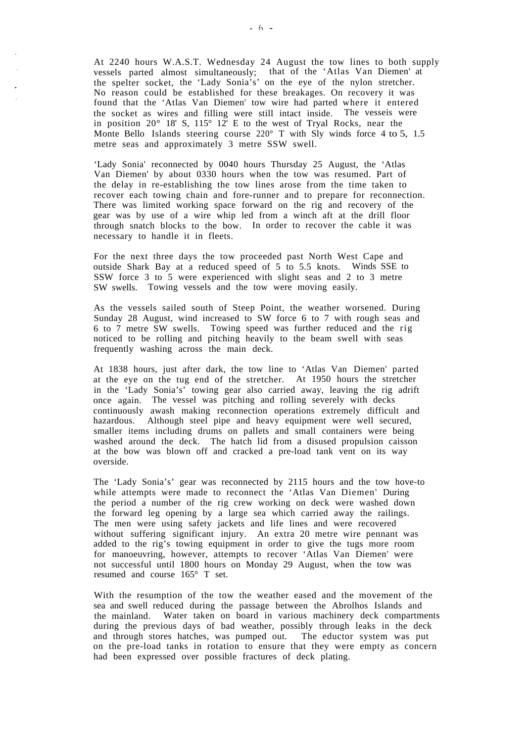At 2240 hours W.A.S.T. Wednesday 24 August the tow lines to both supply vessels parted almost simultaneously; that of the 'Atlas Van Diemen' at the spelter socket, the 'Lady Sonia's' on the eye of the nylon stretcher. No reason could be established for these breakages. On recovery it was found that the 'Atlas Van Diemen' tow wire had parted where it entered the socket as wires and filling were still intact inside. The vesseis were in position 20° 18' S, 115° 12' E to the west of Tryal Rocks, near the Monte Bello Islands steering course 220° T with Sly winds force 4 to 5, 1.5 metre seas and approximately 3 metre SSW swell.

'Lady Sonia' reconnected by 0040 hours Thursday 25 August, the 'Atlas Van Diemen' by about 0330 hours when the tow was resumed. Part of the delay in re-establishing the tow lines arose from the time taken to recover each towing chain and fore-runner and to prepare for reconnection. There was limited working space forward on the rig and recovery of the gear was by use of a wire whip led from a winch aft at the drill floor through snatch blocks to the bow. In order to recover the cable it was necessary to handle it in fleets.

For the next three days the tow proceeded past North West Cape and outside Shark Bay at a reduced speed of 5 to 5.5 knots. Winds SSE to SSW force 3 to 5 were experienced with slight seas and 2 to 3 metre SW swells. Towing vessels and the tow were moving easily.

As the vessels sailed south of Steep Point, the weather worsened. During Sunday 28 August, wind increased to SW force 6 to 7 with rough seas and 6 to 7 metre SW swells. Towing speed was further reduced and the rig noticed to be rolling and pitching heavily to the beam swell with seas frequently washing across the main deck.

At 1838 hours, just after dark, the tow line to 'Atlas Van Diemen' parted at the eye on the tug end of the stretcher. At 1950 hours the stretcher in the 'Lady Sonia's' towing gear also carried away, leaving the rig adrift once again. The vessel was pitching and rolling severely with decks continuously awash making reconnection operations extremely difficult and hazardous. Although steel pipe and heavy equipment were well secured, smaller items including drums on pallets and small containers were being washed around the deck. The hatch lid from a disused propulsion caisson at the bow was blown off and cracked a pre-load tank vent on its way overside.

The 'Lady Sonia's' gear was reconnected by 2115 hours and the tow hove-to while attempts were made to reconnect the 'Atlas Van Diemen' During the period a number of the rig crew working on deck were washed down the forward leg opening by a large sea which carried away the railings. The men were using safety jackets and life lines and were recovered without suffering significant injury. An extra 20 metre wire pennant was added to the rig's towing equipment in order to give the tugs more room for manoeuvring, however, attempts to recover 'Atlas Van Diemen' were not successful until 1800 hours on Monday 29 August, when the tow was resumed and course 165° T set.

With the resumption of the tow the weather eased and the movement of the sea and swell reduced during the passage between the Abrolhos Islands and the mainland. Water taken on board in various machinery deck compartments during the previous days of bad weather, possibly through leaks in the deck and through stores hatches, was pumped out. The eductor system was put on the pre-load tanks in rotation to ensure that they were empty as concern had been expressed over possible fractures of deck plating.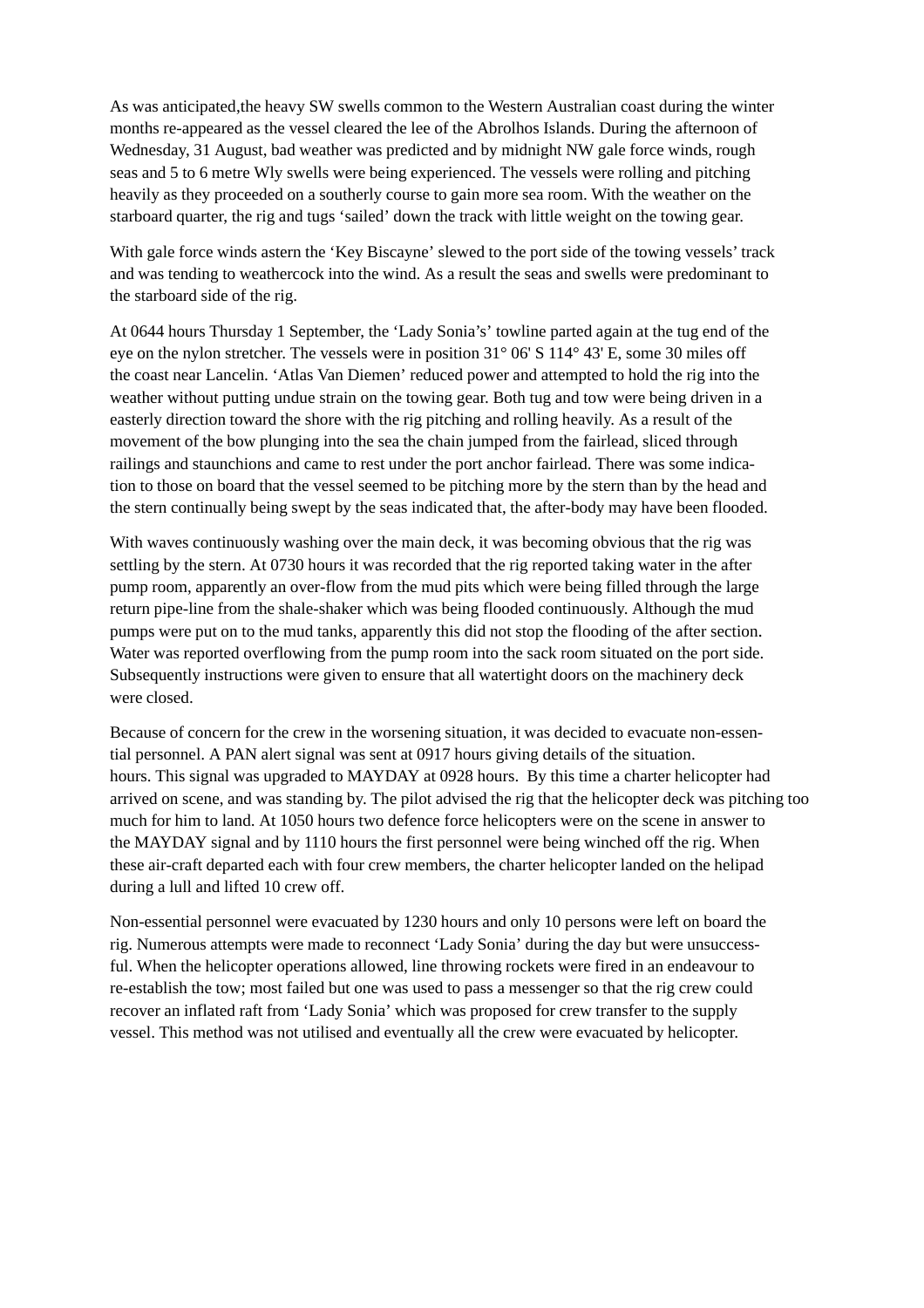As was anticipated,the heavy SW swells common to the Western Australian coast during the winter months re-appeared as the vessel cleared the lee of the Abrolhos Islands. During the afternoon of Wednesday, 31 August, bad weather was predicted and by midnight NW gale force winds, rough seas and 5 to 6 metre Wly swells were being experienced. The vessels were rolling and pitching heavily as they proceeded on a southerly course to gain more sea room. With the weather on the starboard quarter, the rig and tugs 'sailed' down the track with little weight on the towing gear.

With gale force winds astern the 'Key Biscayne' slewed to the port side of the towing vessels' track and was tending to weathercock into the wind. As a result the seas and swells were predominant to the starboard side of the rig.

At 0644 hours Thursday 1 September, the 'Lady Sonia's' towline parted again at the tug end of the eye on the nylon stretcher. The vessels were in position 31° 06' S 114° 43' E, some 30 miles off the coast near Lancelin. 'Atlas Van Diemen' reduced power and attempted to hold the rig into the weather without putting undue strain on the towing gear. Both tug and tow were being driven in a easterly direction toward the shore with the rig pitching and rolling heavily. As a result of the movement of the bow plunging into the sea the chain jumped from the fairlead, sliced through railings and staunchions and came to rest under the port anchor fairlead. There was some indication to those on board that the vessel seemed to be pitching more by the stern than by the head and the stern continually being swept by the seas indicated that, the after-body may have been flooded.

With waves continuously washing over the main deck, it was becoming obvious that the rig was settling by the stern. At 0730 hours it was recorded that the rig reported taking water in the after pump room, apparently an over-flow from the mud pits which were being filled through the large return pipe-line from the shale-shaker which was being flooded continuously. Although the mud pumps were put on to the mud tanks, apparently this did not stop the flooding of the after section. Water was reported overflowing from the pump room into the sack room situated on the port side. Subsequently instructions were given to ensure that all watertight doors on the machinery deck were closed.

Because of concern for the crew in the worsening situation, it was decided to evacuate non-essential personnel. A PAN alert signal was sent at 0917 hours giving details of the situation. hours. This signal was upgraded to MAYDAY at 0928 hours. By this time a charter helicopter had arrived on scene, and was standing by. The pilot advised the rig that the helicopter deck was pitching too much for him to land. At 1050 hours two defence force helicopters were on the scene in answer to the MAYDAY signal and by 1110 hours the first personnel were being winched off the rig. When these air-craft departed each with four crew members, the charter helicopter landed on the helipad during a lull and lifted 10 crew off.

Non-essential personnel were evacuated by 1230 hours and only 10 persons were left on board the rig. Numerous attempts were made to reconnect 'Lady Sonia' during the day but were unsuccessful. When the helicopter operations allowed, line throwing rockets were fired in an endeavour to re-establish the tow; most failed but one was used to pass a messenger so that the rig crew could recover an inflated raft from 'Lady Sonia' which was proposed for crew transfer to the supply vessel. This method was not utilised and eventually all the crew were evacuated by helicopter.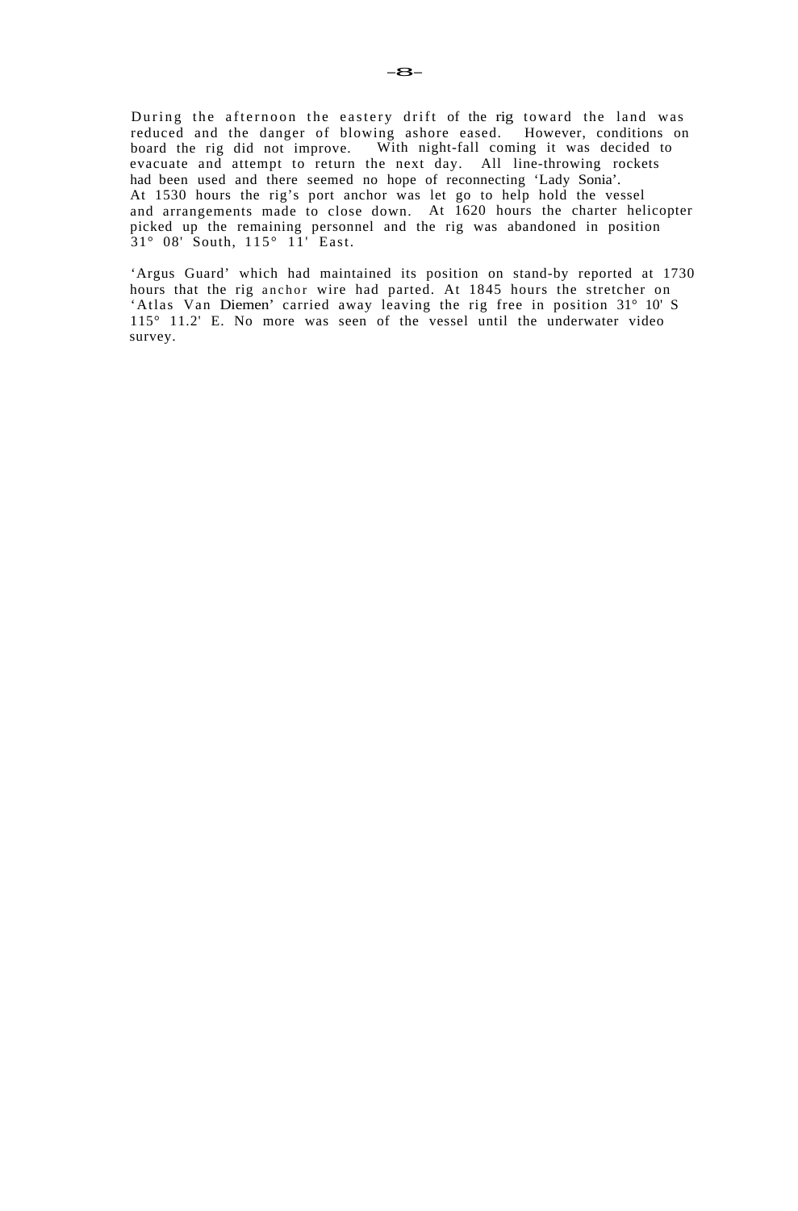During the afternoon the eastery drift of the rig toward the land was reduced and the danger of blowing ashore eased. However, conditions on board the rig did not improve. With night-fall coming it was decided to evacuate and attempt to return the next day. All line-throwing rockets had been used and there seemed no hope of reconnecting 'Lady Sonia'. At 1530 hours the rig's port anchor was let go to help hold the vessel and arrangements made to close down. At 1620 hours the charter helicopter picked up the remaining personnel and the rig was abandoned in position 31° 08' South, 115° 11' East.

'Argus Guard' which had maintained its position on stand-by reported at 1730 hours that the rig anchor wire had parted. At 1845 hours the stretcher on 'Atlas Van Diemen' carried away leaving the rig free in position 31° 10' S 115° 11.2' E. No more was seen of the vessel until the underwater video survey.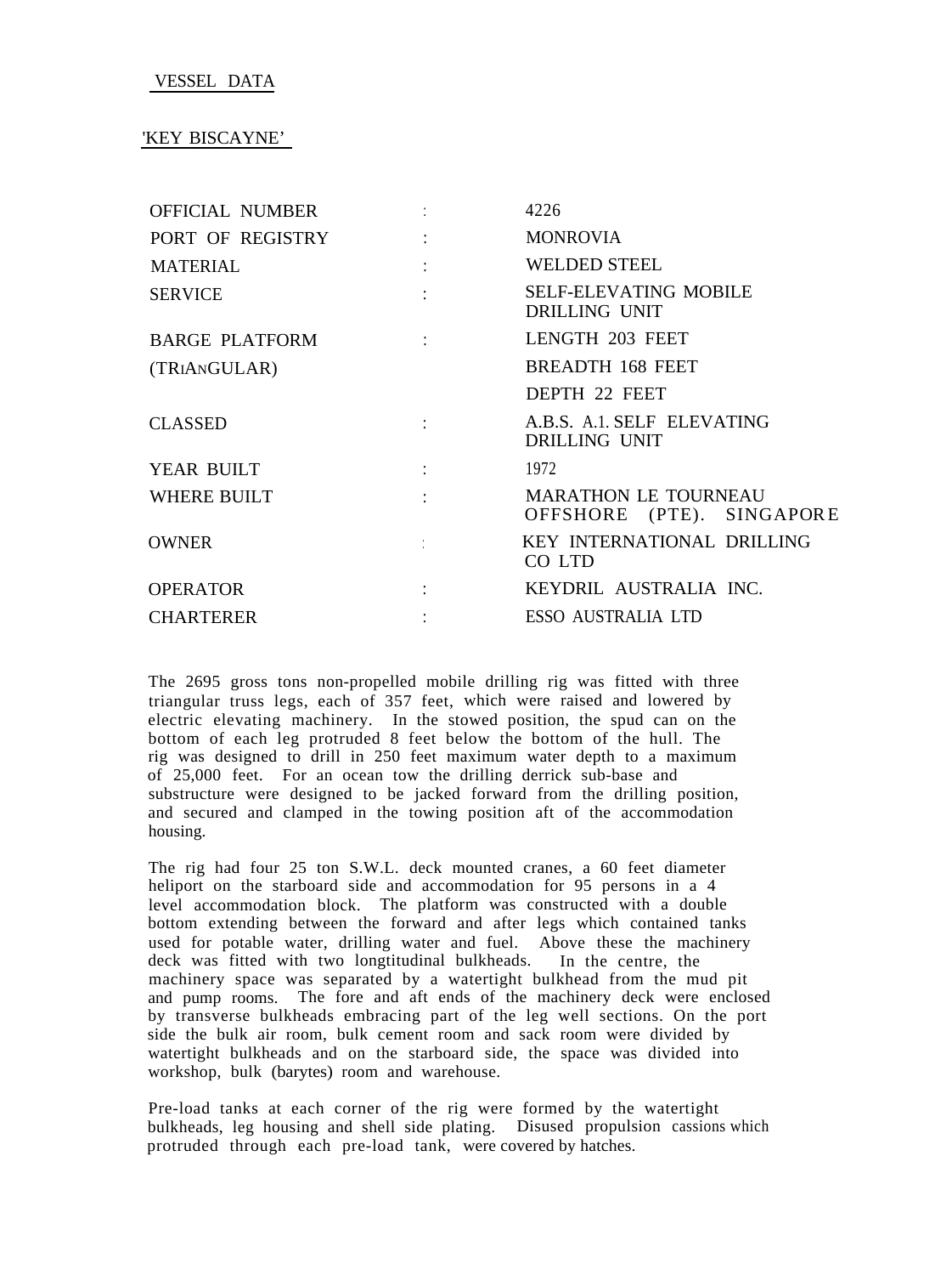## VESSEL DATA

## 'KEY BISCAYNE'

| | | |
|---|---|---|
| OFFICIAL NUMBER | : | 4226 |
| PORT OF REGISTRY | : | MONROVIA |
| MATERIAL | : | WELDED STEEL |
| SERVICE | : | SELF-ELEVATING MOBILE DRILLING UNIT |
| BARGE PLATFORM | : | LENGTH 203 FEET |
| (TRIANGULAR) | | BREADTH 168 FEET |
| | | DEPTH 22 FEET |
| CLASSED | : | A.B.S. A.1. SELF ELEVATING DRILLING UNIT |
| YEAR BUILT | : | 1972 |
| WHERE BUILT | : | MARATHON LE TOURNEAU OFFSHORE (PTE). SINGAPORE |
| OWNER | : | KEY INTERNATIONAL DRILLING CO LTD |
| OPERATOR | : | KEYDRIL AUSTRALIA INC. |
| CHARTERER | : | ESSO AUSTRALIA LTD |

The 2695 gross tons non-propelled mobile drilling rig was fitted with three triangular truss legs, each of 357 feet, which were raised and lowered by electric elevating machinery. In the stowed position, the spud can on the bottom of each leg protruded 8 feet below the bottom of the hull. The rig was designed to drill in 250 feet maximum water depth to a maximum of 25,000 feet. For an ocean tow the drilling derrick sub-base and substructure were designed to be jacked forward from the drilling position, and secured and clamped in the towing position aft of the accommodation housing.

The rig had four 25 ton S.W.L. deck mounted cranes, a 60 feet diameter heliport on the starboard side and accommodation for 95 persons in a 4 level accommodation block. The platform was constructed with a double bottom extending between the forward and after legs which contained tanks used for potable water, drilling water and fuel. Above these the machinery deck was fitted with two longtitudinal bulkheads. In the centre, the machinery space was separated by a watertight bulkhead from the mud pit and pump rooms. The fore and aft ends of the machinery deck were enclosed by transverse bulkheads embracing part of the leg well sections. On the port side the bulk air room, bulk cement room and sack room were divided by watertight bulkheads and on the starboard side, the space was divided into workshop, bulk (barytes) room and warehouse.

Pre-load tanks at each corner of the rig were formed by the watertight bulkheads, leg housing and shell side plating. Disused propulsion cassions which protruded through each pre-load tank, were covered by hatches.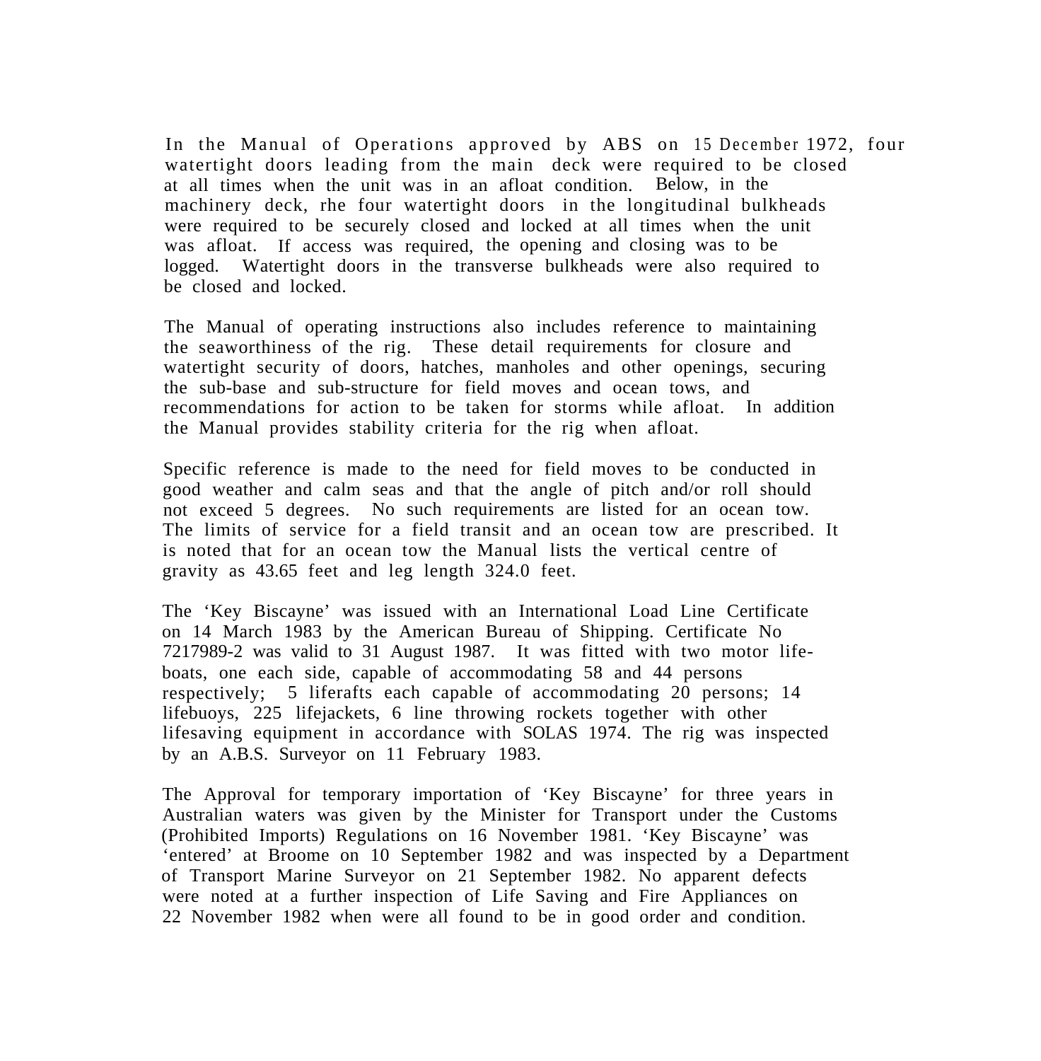In the Manual of Operations approved by ABS on 15 December 1972, four watertight doors leading from the main deck were required to be closed at all times when the unit was in an afloat condition. Below, in the machinery deck, rhe four watertight doors in the longitudinal bulkheads were required to be securely closed and locked at all times when the unit was afloat. If access was required, the opening and closing was to be logged. Watertight doors in the transverse bulkheads were also required to be closed and locked.

The Manual of operating instructions also includes reference to maintaining the seaworthiness of the rig. These detail requirements for closure and watertight security of doors, hatches, manholes and other openings, securing the sub-base and sub-structure for field moves and ocean tows, and recommendations for action to be taken for storms while afloat. In addition the Manual provides stability criteria for the rig when afloat.

Specific reference is made to the need for field moves to be conducted in good weather and calm seas and that the angle of pitch and/or roll should not exceed 5 degrees. No such requirements are listed for an ocean tow. The limits of service for a field transit and an ocean tow are prescribed. It is noted that for an ocean tow the Manual lists the vertical centre of gravity as 43.65 feet and leg length 324.0 feet.

The 'Key Biscayne' was issued with an International Load Line Certificate on 14 March 1983 by the American Bureau of Shipping. Certificate No 7217989-2 was valid to 31 August 1987. It was fitted with two motor life-boats, one each side, capable of accommodating 58 and 44 persons respectively; 5 liferafts each capable of accommodating 20 persons; 14 lifebuoys, 225 lifejackets, 6 line throwing rockets together with other lifesaving equipment in accordance with SOLAS 1974. The rig was inspected by an A.B.S. Surveyor on 11 February 1983.

The Approval for temporary importation of 'Key Biscayne' for three years in Australian waters was given by the Minister for Transport under the Customs (Prohibited Imports) Regulations on 16 November 1981. 'Key Biscayne' was 'entered' at Broome on 10 September 1982 and was inspected by a Department of Transport Marine Surveyor on 21 September 1982. No apparent defects were noted at a further inspection of Life Saving and Fire Appliances on 22 November 1982 when were all found to be in good order and condition.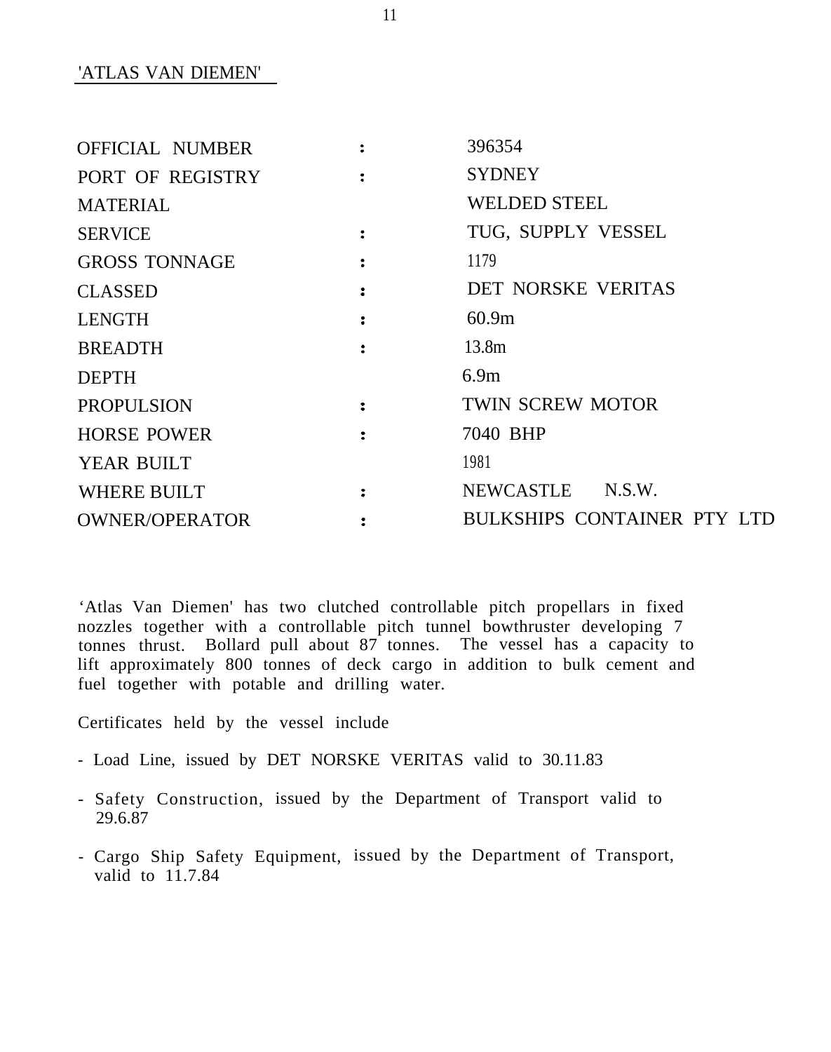'ATLAS VAN DIEMEN'

| | | |
|---|---|---|
| OFFICIAL NUMBER | : | 396354 |
| PORT OF REGISTRY | : | SYDNEY |
| MATERIAL | | WELDED STEEL |
| SERVICE | : | TUG, SUPPLY VESSEL |
| GROSS TONNAGE | : | 1179 |
| CLASSED | : | DET NORSKE VERITAS |
| LENGTH | : | 60.9m |
| BREADTH | : | 13.8m |
| DEPTH | | 6.9m |
| PROPULSION | : | TWIN SCREW MOTOR |
| HORSE POWER | : | 7040 BHP |
| YEAR BUILT | | 1981 |
| WHERE BUILT | : | NEWCASTLE N.S.W. |
| OWNER/OPERATOR | : | BULKSHIPS CONTAINER PTY LTD |

'Atlas Van Diemen' has two clutched controllable pitch propellars in fixed nozzles together with a controllable pitch tunnel bowthruster developing 7 tonnes thrust. Bollard pull about 87 tonnes. The vessel has a capacity to lift approximately 800 tonnes of deck cargo in addition to bulk cement and fuel together with potable and drilling water.

Certificates held by the vessel include

- Load Line, issued by DET NORSKE VERITAS valid to 30.11.83
- Safety Construction, issued by the Department of Transport valid to 29.6.87
- Cargo Ship Safety Equipment, issued by the Department of Transport, valid to 11.7.84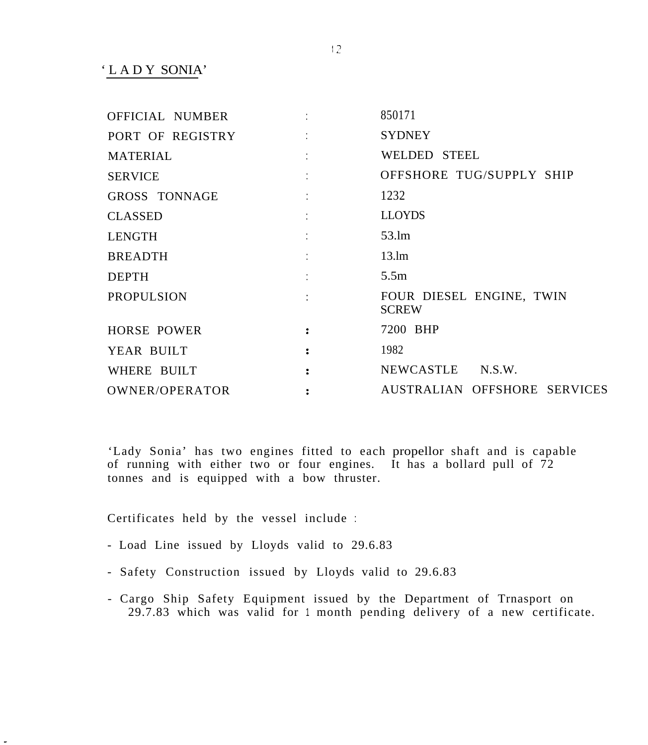## 'LADY SONIA'

| | | |
|---|---|---|
| OFFICIAL NUMBER | : | 850171 |
| PORT OF REGISTRY | : | SYDNEY |
| MATERIAL | : | WELDED STEEL |
| SERVICE | : | OFFSHORE TUG/SUPPLY SHIP |
| GROSS TONNAGE | : | 1232 |
| CLASSED | : | LLOYDS |
| LENGTH | : | 53.lm |
| BREADTH | : | 13.lm |
| DEPTH | : | 5.5m |
| PROPULSION | : | FOUR DIESEL ENGINE, TWIN SCREW |
| HORSE POWER | : | 7200 BHP |
| YEAR BUILT | : | 1982 |
| WHERE BUILT | : | NEWCASTLE N.S.W. |
| OWNER/OPERATOR | : | AUSTRALIAN OFFSHORE SERVICES |

'Lady Sonia' has two engines fitted to each propellor shaft and is capable of running with either two or four engines. It has a bollard pull of 72 tonnes and is equipped with a bow thruster.

Certificates held by the vessel include :

- Load Line issued by Lloyds valid to 29.6.83
- Safety Construction issued by Lloyds valid to 29.6.83
- Cargo Ship Safety Equipment issued by the Department of Trnasport on 29.7.83 which was valid for 1 month pending delivery of a new certificate.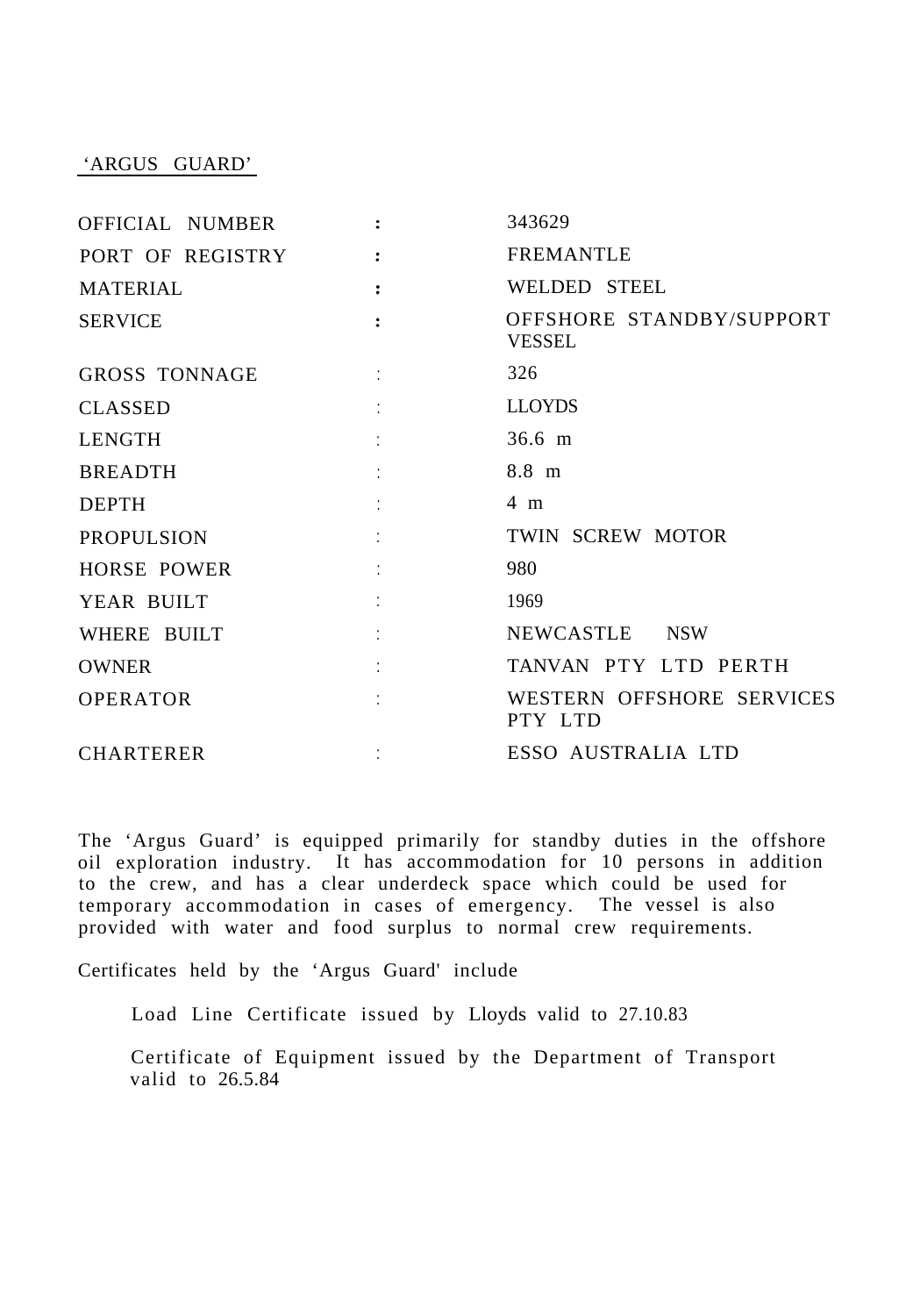## 'ARGUS GUARD'

| | | |
|---|---|---|
| OFFICIAL NUMBER | : | 343629 |
| PORT OF REGISTRY | : | FREMANTLE |
| MATERIAL | : | WELDED STEEL |
| SERVICE | : | OFFSHORE STANDBY/SUPPORT VESSEL |
| GROSS TONNAGE | : | 326 |
| CLASSED | : | LLOYDS |
| LENGTH | : | 36.6 m |
| BREADTH | : | 8.8 m |
| DEPTH | : | 4 m |
| PROPULSION | : | TWIN SCREW MOTOR |
| HORSE POWER | : | 980 |
| YEAR BUILT | : | 1969 |
| WHERE BUILT | : | NEWCASTLE NSW |
| OWNER | : | TANVAN PTY LTD PERTH |
| OPERATOR | : | WESTERN OFFSHORE SERVICES PTY LTD |
| CHARTERER | : | ESSO AUSTRALIA LTD |

The 'Argus Guard' is equipped primarily for standby duties in the offshore oil exploration industry. It has accommodation for 10 persons in addition to the crew, and has a clear underdeck space which could be used for temporary accommodation in cases of emergency. The vessel is also provided with water and food surplus to normal crew requirements.

Certificates held by the 'Argus Guard' include

Load Line Certificate issued by Lloyds valid to 27.10.83

Certificate of Equipment issued by the Department of Transport valid to 26.5.84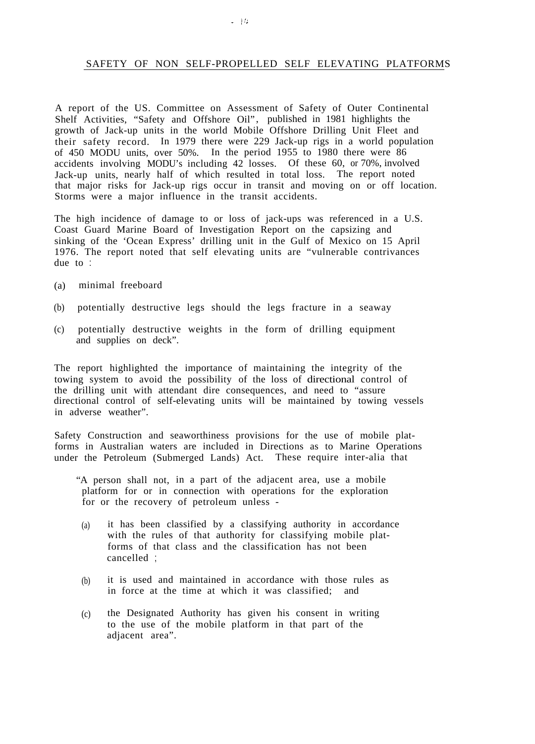## SAFETY OF NON SELF-PROPELLED SELF ELEVATING PLATFORMS

A report of the US. Committee on Assessment of Safety of Outer Continental Shelf Activities, "Safety and Offshore Oil", published in 1981 highlights the growth of Jack-up units in the world Mobile Offshore Drilling Unit Fleet and their safety record. In 1979 there were 229 Jack-up rigs in a world population of 450 MODU units, over 50%. In the period 1955 to 1980 there were 86 accidents involving MODU's including 42 losses. Of these 60, or 70%, involved Jack-up units, nearly half of which resulted in total loss. The report noted that major risks for Jack-up rigs occur in transit and moving on or off location. Storms were a major influence in the transit accidents.

The high incidence of damage to or loss of jack-ups was referenced in a U.S. Coast Guard Marine Board of Investigation Report on the capsizing and sinking of the 'Ocean Express' drilling unit in the Gulf of Mexico on 15 April 1976. The report noted that self elevating units are "vulnerable contrivances due to :

(a) minimal freeboard

(b) potentially destructive legs should the legs fracture in a seaway

(c) potentially destructive weights in the form of drilling equipment and supplies on deck".

The report highlighted the importance of maintaining the integrity of the towing system to avoid the possibility of the loss of directional control of the drilling unit with attendant dire consequences, and need to "assure directional control of self-elevating units will be maintained by towing vessels in adverse weather".

Safety Construction and seaworthiness provisions for the use of mobile platforms in Australian waters are included in Directions as to Marine Operations under the Petroleum (Submerged Lands) Act. These require inter-alia that

> "A person shall not, in a part of the adjacent area, use a mobile platform for or in connection with operations for the exploration for or the recovery of petroleum unless -
>
> (a) it has been classified by a classifying authority in accordance with the rules of that authority for classifying mobile platforms of that class and the classification has not been cancelled ;
>
> (b) it is used and maintained in accordance with those rules as in force at the time at which it was classified; and
>
> (c) the Designated Authority has given his consent in writing to the use of the mobile platform in that part of the adjacent area".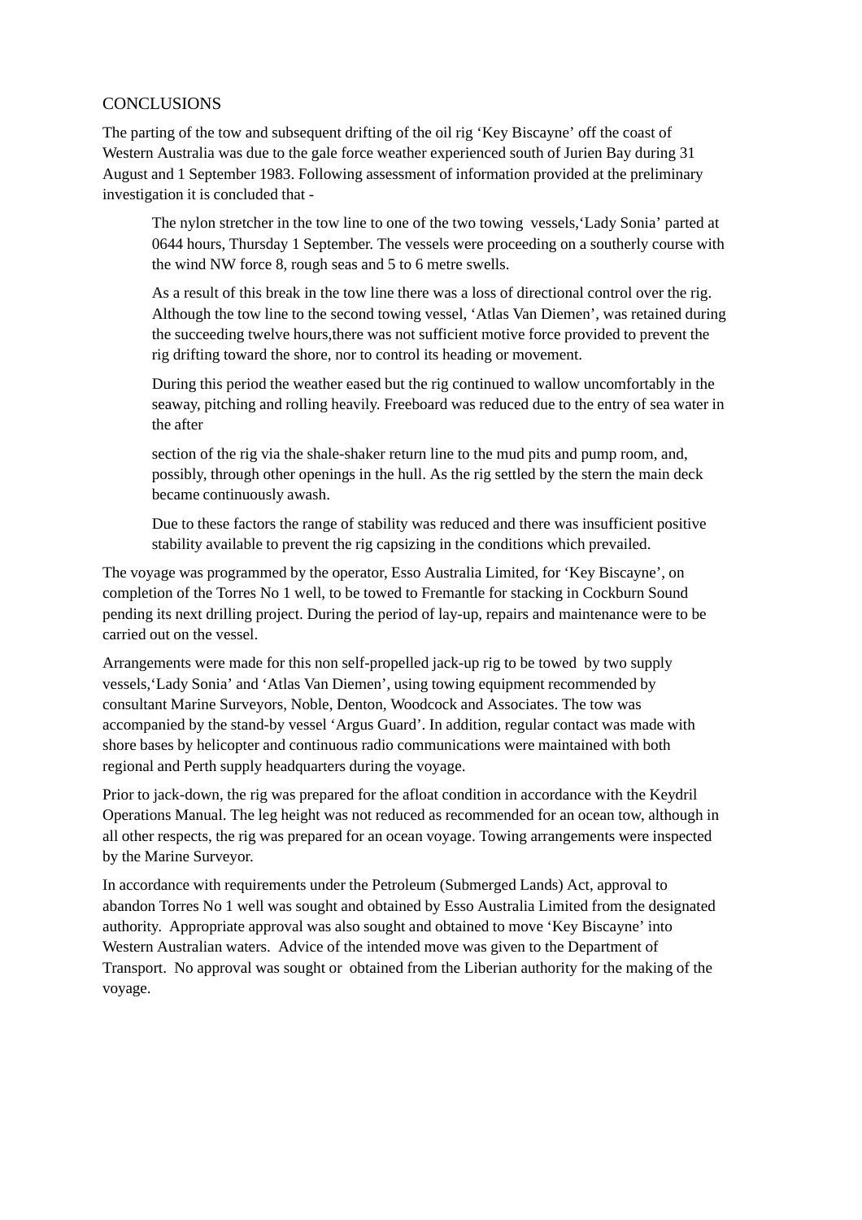## CONCLUSIONS

The parting of the tow and subsequent drifting of the oil rig 'Key Biscayne' off the coast of Western Australia was due to the gale force weather experienced south of Jurien Bay during 31 August and 1 September 1983. Following assessment of information provided at the preliminary investigation it is concluded that -

> The nylon stretcher in the tow line to one of the two towing vessels,'Lady Sonia' parted at 0644 hours, Thursday 1 September. The vessels were proceeding on a southerly course with the wind NW force 8, rough seas and 5 to 6 metre swells.
>
> As a result of this break in the tow line there was a loss of directional control over the rig. Although the tow line to the second towing vessel, 'Atlas Van Diemen', was retained during the succeeding twelve hours,there was not sufficient motive force provided to prevent the rig drifting toward the shore, nor to control its heading or movement.
>
> During this period the weather eased but the rig continued to wallow uncomfortably in the seaway, pitching and rolling heavily. Freeboard was reduced due to the entry of sea water in the after section of the rig via the shale-shaker return line to the mud pits and pump room, and, possibly, through other openings in the hull. As the rig settled by the stern the main deck became continuously awash.
>
> Due to these factors the range of stability was reduced and there was insufficient positive stability available to prevent the rig capsizing in the conditions which prevailed.

The voyage was programmed by the operator, Esso Australia Limited, for 'Key Biscayne', on completion of the Torres No 1 well, to be towed to Fremantle for stacking in Cockburn Sound pending its next drilling project. During the period of lay-up, repairs and maintenance were to be carried out on the vessel.

Arrangements were made for this non self-propelled jack-up rig to be towed by two supply vessels,'Lady Sonia' and 'Atlas Van Diemen', using towing equipment recommended by consultant Marine Surveyors, Noble, Denton, Woodcock and Associates. The tow was accompanied by the stand-by vessel 'Argus Guard'. In addition, regular contact was made with shore bases by helicopter and continuous radio communications were maintained with both regional and Perth supply headquarters during the voyage.

Prior to jack-down, the rig was prepared for the afloat condition in accordance with the Keydril Operations Manual. The leg height was not reduced as recommended for an ocean tow, although in all other respects, the rig was prepared for an ocean voyage. Towing arrangements were inspected by the Marine Surveyor.

In accordance with requirements under the Petroleum (Submerged Lands) Act, approval to abandon Torres No 1 well was sought and obtained by Esso Australia Limited from the designated authority. Appropriate approval was also sought and obtained to move 'Key Biscayne' into Western Australian waters. Advice of the intended move was given to the Department of Transport. No approval was sought or obtained from the Liberian authority for the making of the voyage.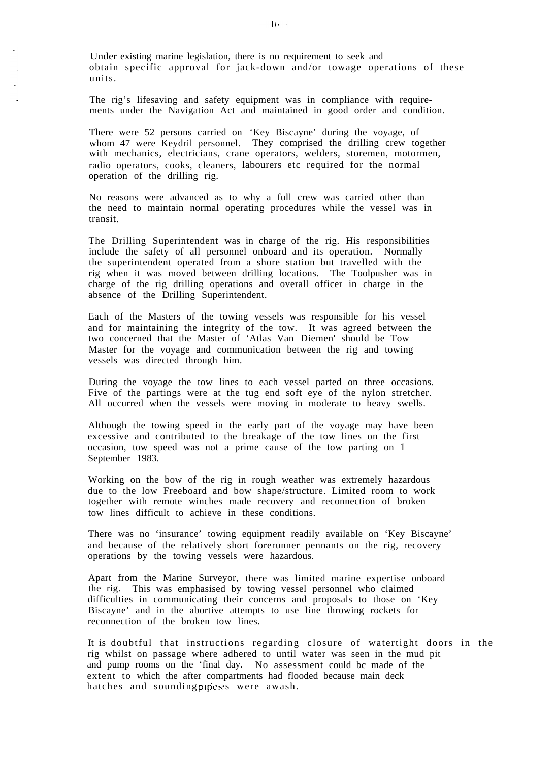Under existing marine legislation, there is no requirement to seek and obtain specific approval for jack-down and/or towage operations of these units.

The rig's lifesaving and safety equipment was in compliance with requirements under the Navigation Act and maintained in good order and condition.

There were 52 persons carried on 'Key Biscayne' during the voyage, of whom 47 were Keydril personnel. They comprised the drilling crew together with mechanics, electricians, crane operators, welders, storemen, motormen, radio operators, cooks, cleaners, labourers etc required for the normal operation of the drilling rig.

No reasons were advanced as to why a full crew was carried other than the need to maintain normal operating procedures while the vessel was in transit.

The Drilling Superintendent was in charge of the rig. His responsibilities include the safety of all personnel onboard and its operation. Normally the superintendent operated from a shore station but travelled with the rig when it was moved between drilling locations. The Toolpusher was in charge of the rig drilling operations and overall officer in charge in the absence of the Drilling Superintendent.

Each of the Masters of the towing vessels was responsible for his vessel and for maintaining the integrity of the tow. It was agreed between the two concerned that the Master of 'Atlas Van Diemen' should be Tow Master for the voyage and communication between the rig and towing vessels was directed through him.

During the voyage the tow lines to each vessel parted on three occasions. Five of the partings were at the tug end soft eye of the nylon stretcher. All occurred when the vessels were moving in moderate to heavy swells.

Although the towing speed in the early part of the voyage may have been excessive and contributed to the breakage of the tow lines on the first occasion, tow speed was not a prime cause of the tow parting on 1 September 1983.

Working on the bow of the rig in rough weather was extremely hazardous due to the low Freeboard and bow shape/structure. Limited room to work together with remote winches made recovery and reconnection of broken tow lines difficult to achieve in these conditions.

There was no 'insurance' towing equipment readily available on 'Key Biscayne' and because of the relatively short forerunner pennants on the rig, recovery operations by the towing vessels were hazardous.

Apart from the Marine Surveyor, there was limited marine expertise onboard the rig. This was emphasised by towing vessel personnel who claimed difficulties in communicating their concerns and proposals to those on 'Key Biscayne' and in the abortive attempts to use line throwing rockets for reconnection of the broken tow lines.

It is doubtful that instructions regarding closure of watertight doors in the rig whilst on passage where adhered to until water was seen in the mud pit and pump rooms on the 'final day. No assessment could bc made of the extent to which the after compartments had flooded because main deck hatches and sounding pipes were awash.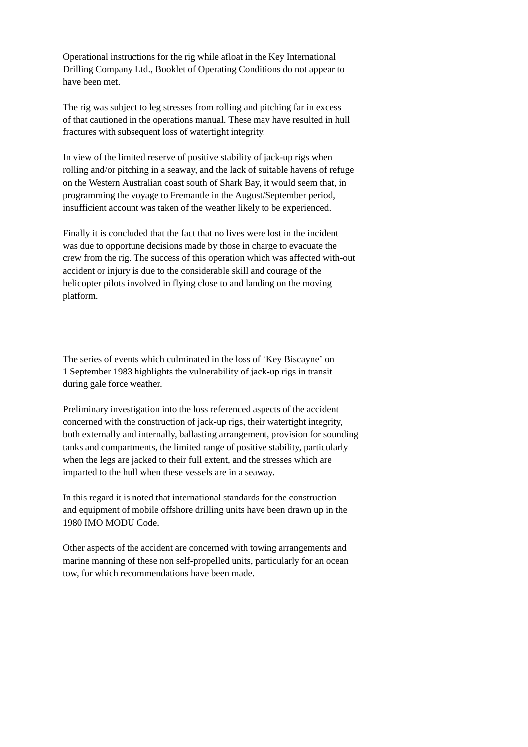Operational instructions for the rig while afloat in the Key International Drilling Company Ltd., Booklet of Operating Conditions do not appear to have been met.

The rig was subject to leg stresses from rolling and pitching far in excess of that cautioned in the operations manual. These may have resulted in hull fractures with subsequent loss of watertight integrity.

In view of the limited reserve of positive stability of jack-up rigs when rolling and/or pitching in a seaway, and the lack of suitable havens of refuge on the Western Australian coast south of Shark Bay, it would seem that, in programming the voyage to Fremantle in the August/September period, insufficient account was taken of the weather likely to be experienced.

Finally it is concluded that the fact that no lives were lost in the incident was due to opportune decisions made by those in charge to evacuate the crew from the rig. The success of this operation which was affected with-out accident or injury is due to the considerable skill and courage of the helicopter pilots involved in flying close to and landing on the moving platform.

The series of events which culminated in the loss of 'Key Biscayne' on 1 September 1983 highlights the vulnerability of jack-up rigs in transit during gale force weather.

Preliminary investigation into the loss referenced aspects of the accident concerned with the construction of jack-up rigs, their watertight integrity, both externally and internally, ballasting arrangement, provision for sounding tanks and compartments, the limited range of positive stability, particularly when the legs are jacked to their full extent, and the stresses which are imparted to the hull when these vessels are in a seaway.

In this regard it is noted that international standards for the construction and equipment of mobile offshore drilling units have been drawn up in the 1980 IMO MODU Code.

Other aspects of the accident are concerned with towing arrangements and marine manning of these non self-propelled units, particularly for an ocean tow, for which recommendations have been made.